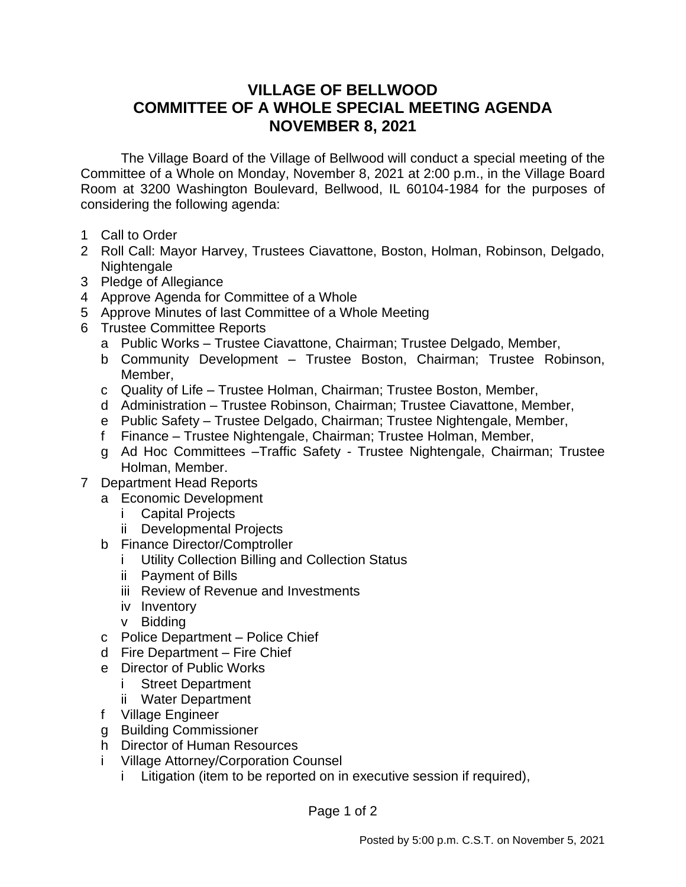# VILLAGE OF BELLWOOD
# COMMITTEE OF A WHOLE SPECIAL MEETING AGENDA
# NOVEMBER 8, 2021

The Village Board of the Village of Bellwood will conduct a special meeting of the Committee of a Whole on Monday, November 8, 2021 at 2:00 p.m., in the Village Board Room at 3200 Washington Boulevard, Bellwood, IL 60104-1984 for the purposes of considering the following agenda:

1. Call to Order
2. Roll Call: Mayor Harvey, Trustees Ciavattone, Boston, Holman, Robinson, Delgado, Nightengale
3. Pledge of Allegiance
4. Approve Agenda for Committee of a Whole
5. Approve Minutes of last Committee of a Whole Meeting
6. Trustee Committee Reports
   - a. Public Works – Trustee Ciavattone, Chairman; Trustee Delgado, Member,
   - b. Community Development – Trustee Boston, Chairman; Trustee Robinson, Member,
   - c. Quality of Life – Trustee Holman, Chairman; Trustee Boston, Member,
   - d. Administration – Trustee Robinson, Chairman; Trustee Ciavattone, Member,
   - e. Public Safety – Trustee Delgado, Chairman; Trustee Nightengale, Member,
   - f. Finance – Trustee Nightengale, Chairman; Trustee Holman, Member,
   - g. Ad Hoc Committees –Traffic Safety - Trustee Nightengale, Chairman; Trustee Holman, Member.
7. Department Head Reports
   - a. Economic Development
     - i. Capital Projects
     - ii. Developmental Projects
   - b. Finance Director/Comptroller
     - i. Utility Collection Billing and Collection Status
     - ii. Payment of Bills
     - iii. Review of Revenue and Investments
     - iv. Inventory
     - v. Bidding
   - c. Police Department – Police Chief
   - d. Fire Department – Fire Chief
   - e. Director of Public Works
     - i. Street Department
     - ii. Water Department
   - f. Village Engineer
   - g. Building Commissioner
   - h. Director of Human Resources
   - i. Village Attorney/Corporation Counsel
     - i. Litigation (item to be reported on in executive session if required),

Posted by 5:00 p.m. C.S.T. on November 5, 2021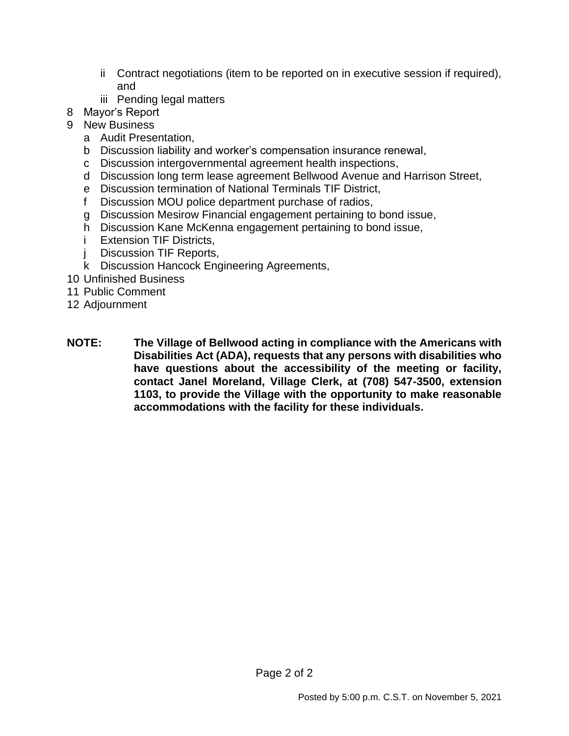- ii Contract negotiations (item to be reported on in executive session if required), and
   - iii Pending legal matters

8 Mayor's Report

9 New Business
   - a Audit Presentation,
   - b Discussion liability and worker's compensation insurance renewal,
   - c Discussion intergovernmental agreement health inspections,
   - d Discussion long term lease agreement Bellwood Avenue and Harrison Street,
   - e Discussion termination of National Terminals TIF District,
   - f Discussion MOU police department purchase of radios,
   - g Discussion Mesirow Financial engagement pertaining to bond issue,
   - h Discussion Kane McKenna engagement pertaining to bond issue,
   - i Extension TIF Districts,
   - j Discussion TIF Reports,
   - k Discussion Hancock Engineering Agreements,

10 Unfinished Business

11 Public Comment

12 Adjournment

**NOTE: The Village of Bellwood acting in compliance with the Americans with Disabilities Act (ADA), requests that any persons with disabilities who have questions about the accessibility of the meeting or facility, contact Janel Moreland, Village Clerk, at (708) 547-3500, extension 1103, to provide the Village with the opportunity to make reasonable accommodations with the facility for these individuals.**

Posted by 5:00 p.m. C.S.T. on November 5, 2021